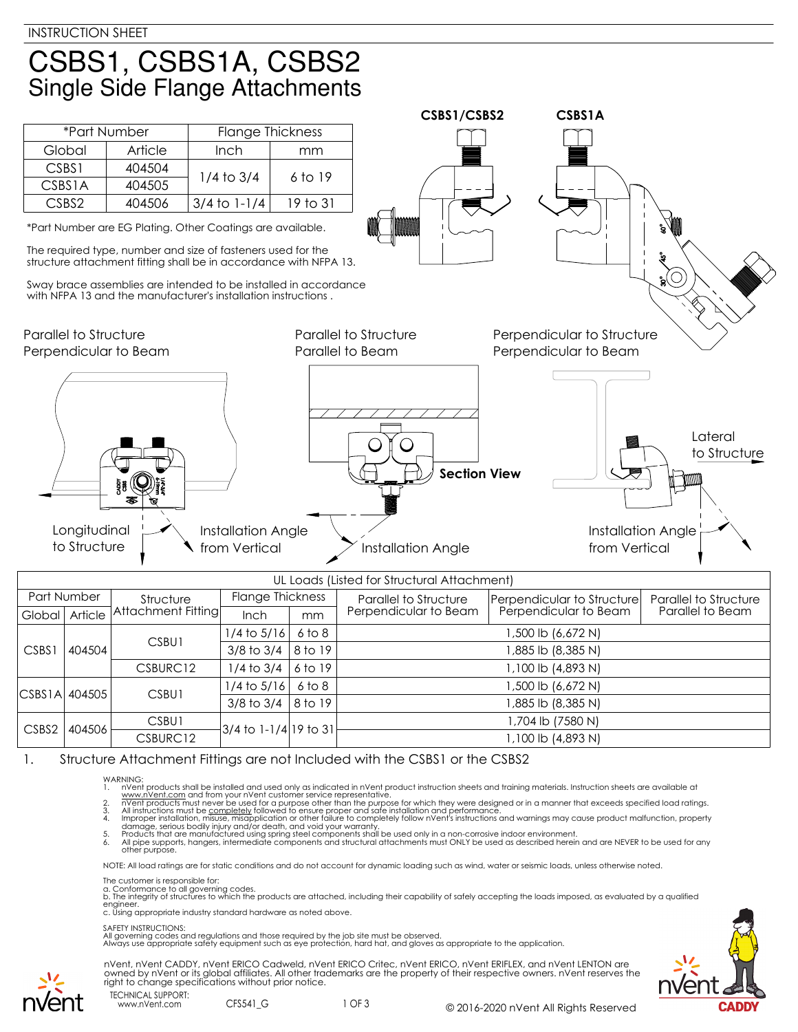INSTRUCTION SHEET

# CSBS1, CSBS1A, CSBS2
## Single Side Flange Attachments

| *Part Number | | Flange Thickness | |
|---|---|---|---|
| Global | Article | Inch | mm |
| CSBS1 | 404504 | 1/4 to 3/4 | 6 to 19 |
| CSBS1A | 404505 | | |
| CSBS2 | 404506 | 3/4 to 1-1/4 | 19 to 31 |

*Part Number are EG Plating. Other Coatings are available.

The required type, number and size of fasteners used for the structure attachment fitting shall be in accordance with NFPA 13.

Sway brace assemblies are intended to be installed in accordance with NFPA 13 and the manufacturer's installation instructions .

CSBS1/CSBS2 CSBS1A

Parallel to Structure Perpendicular to Beam

Parallel to Structure Parallel to Beam

Perpendicular to Structure Perpendicular to Beam

Section View

Lateral to Structure

Longitudinal to Structure

Installation Angle from Vertical

Installation Angle

Installation Angle from Vertical

| UL Loads (Listed for Structural Attachment) | | | | | | | |
|---|---|---|---|---|---|---|---|
| Part Number | | Structure Attachment Fitting | Flange Thickness | | Parallel to Structure Perpendicular to Beam | Perpendicular to Structure Perpendicular to Beam | Parallel to Structure Parallel to Beam |
| Global | Article | | Inch | mm | | | |
| CSBS1 | 404504 | CSBU1 | 1/4 to 5/16 | 6 to 8 | 1,500 lb (6,672 N) | | |
| | | | 3/8 to 3/4 | 8 to 19 | 1,885 lb (8,385 N) | | |
| | | CSBURC12 | 1/4 to 3/4 | 6 to 19 | 1,100 lb (4,893 N) | | |
| CSBS1A | 404505 | CSBU1 | 1/4 to 5/16 | 6 to 8 | 1,500 lb (6,672 N) | | |
| | | | 3/8 to 3/4 | 8 to 19 | 1,885 lb (8,385 N) | | |
| CSBS2 | 404506 | CSBU1 | 3/4 to 1-1/4 | 19 to 31 | 1,704 lb (7580 N) | | |
| | | CSBURC12 | | | 1,100 lb (4,893 N) | | |

1. Structure Attachment Fittings are not Included with the CSBS1 or the CSBS2

WARNING:
1. nVent products shall be installed and used only as indicated in nVent product instruction sheets and training materials. Instruction sheets are available at www.nVent.com and from your nVent customer service representative.
2. nVent products must never be used for a purpose other than the purpose for which they were designed or in a manner that exceeds specified load ratings.
3. All instructions must be completely followed to ensure proper and safe installation and performance.
4. Improper installation, misuse, misapplication or other failure to completely follow nVent's instructions and warnings may cause product malfunction, property damage, serious bodily injury and/or death, and void your warranty.
5. Products that are manufactured using spring steel components shall be used only in a non-corrosive indoor environment.
6. All pipe supports, hangers, intermediate components and structural attachments must ONLY be used as described herein and are NEVER to be used for any other purpose.

NOTE: All load ratings are for static conditions and do not account for dynamic loading such as wind, water or seismic loads, unless otherwise noted.

The customer is responsible for:
a. Conformance to all governing codes.
b. The integrity of structures to which the products are attached, including their capability of safely accepting the loads imposed, as evaluated by a qualified engineer.
c. Using appropriate industry standard hardware as noted above.

SAFETY INSTRUCTIONS:
All governing codes and regulations and those required by the job site must be observed.
Always use appropriate safety equipment such as eye protection, hard hat, and gloves as appropriate to the application.

nVent, nVent CADDY, nVent ERICO Cadweld, nVent ERICO Critec, nVent ERICO, nVent ERIFLEX, and nVent LENTON are owned by nVent or its global affiliates. All other trademarks are the property of their respective owners. nVent reserves the right to change specifications without prior notice.

TECHNICAL SUPPORT: www.nVent.com CFS541_G © 2016-2020 nVent All Rights Reserved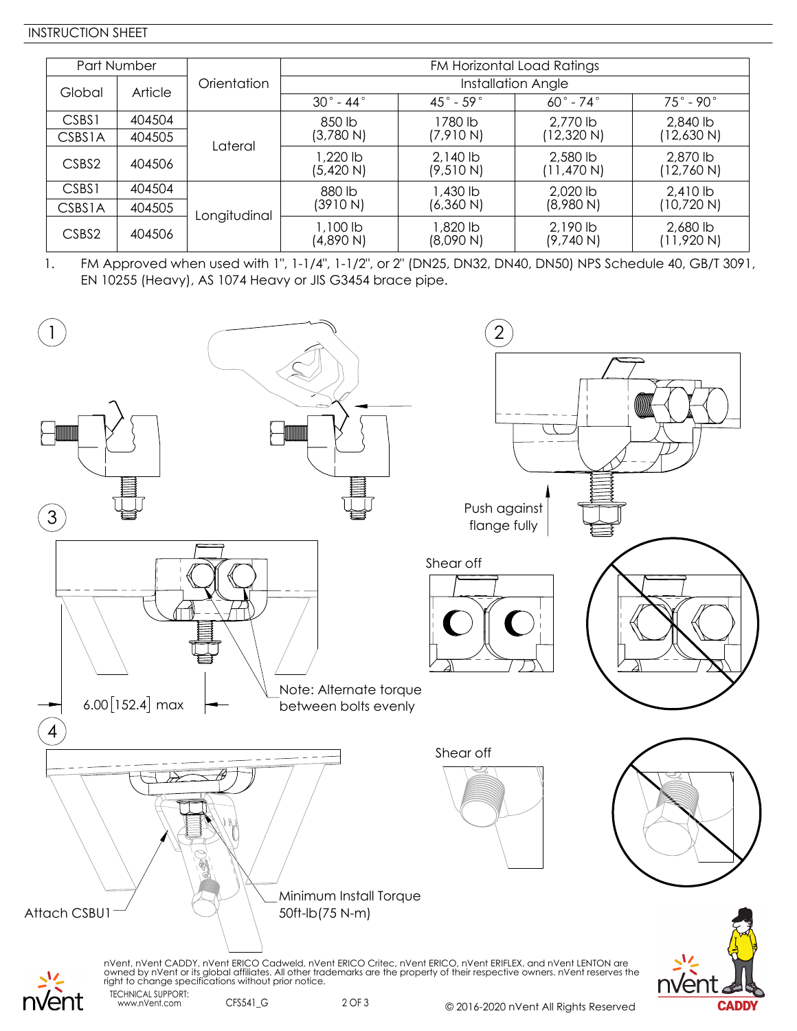INSTRUCTION SHEET

| Part Number | | Orientation | FM Horizontal Load Ratings | | | |
|---|---|---|---|---|---|---|
| | | | Installation Angle | | | |
| Global | Article | | 30° - 44° | 45° - 59° | 60° - 74° | 75° - 90° |
| CSBS1 | 404504 | Lateral | 850 lb (3,780 N) | 1780 lb (7,910 N) | 2,770 lb (12,320 N) | 2,840 lb (12,630 N) |
| CSBS1A | 404505 | | | | | |
| CSBS2 | 404506 | | 1,220 lb (5,420 N) | 2,140 lb (9,510 N) | 2,580 lb (11,470 N) | 2,870 lb (12,760 N) |
| CSBS1 | 404504 | Longitudinal | 880 lb (3910 N) | 1,430 lb (6,360 N) | 2,020 lb (8,980 N) | 2,410 lb (10,720 N) |
| CSBS1A | 404505 | | | | | |
| CSBS2 | 404506 | | 1,100 lb (4,890 N) | 1,820 lb (8,090 N) | 2,190 lb (9,740 N) | 2,680 lb (11,920 N) |

1. FM Approved when used with 1", 1-1/4", 1-1/2", or 2" (DN25, DN32, DN40, DN50) NPS Schedule 40, GB/T 3091, EN 10255 (Heavy), AS 1074 Heavy or JIS G3454 brace pipe.

1

2

Push against flange fully

3

6.00[152.4] max

Note: Alternate torque between bolts evenly

Shear off

4

Shear off

Attach CSBU1

Minimum Install Torque 50ft-lb(75 N-m)

nVent, nVent CADDY, nVent ERICO Cadweld, nVent ERICO Critec, nVent ERICO, nVent ERIFLEX, and nVent LENTON are owned by nVent or its global affiliates. All other trademarks are the property of their respective owners. nVent reserves the right to change specifications without prior notice.

TECHNICAL SUPPORT:
www.nVent.com

CFS541_G

© 2016-2020 nVent All Rights Reserved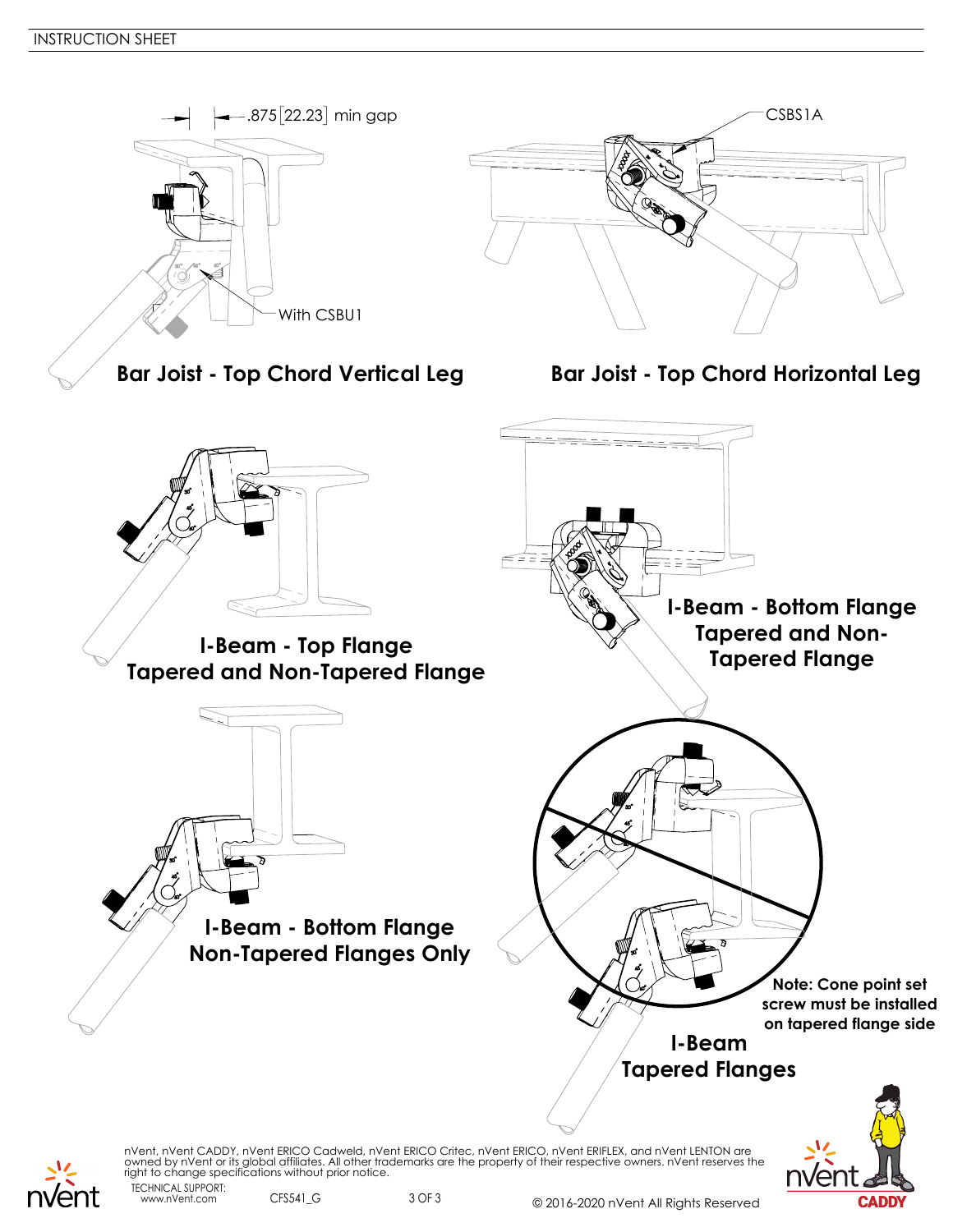.875 [22.23] min gap

CSBS1A

With CSBU1

**Bar Joist - Top Chord Vertical Leg**

**Bar Joist - Top Chord Horizontal Leg**

**I-Beam - Top Flange Tapered and Non-Tapered Flange**

**I-Beam - Bottom Flange Tapered and Non-Tapered Flange**

**I-Beam - Bottom Flange Non-Tapered Flanges Only**

**Note: Cone point set screw must be installed on tapered flange side**

**I-Beam Tapered Flanges**

nVent, nVent CADDY, nVent ERICO Cadweld, nVent ERICO Critec, nVent ERICO, nVent ERIFLEX, and nVent LENTON are owned by nVent or its global affiliates. All other trademarks are the property of their respective owners. nVent reserves the right to change specifications without prior notice.

TECHNICAL SUPPORT:
www.nVent.com

CFS541_G

© 2016-2020 nVent All Rights Reserved